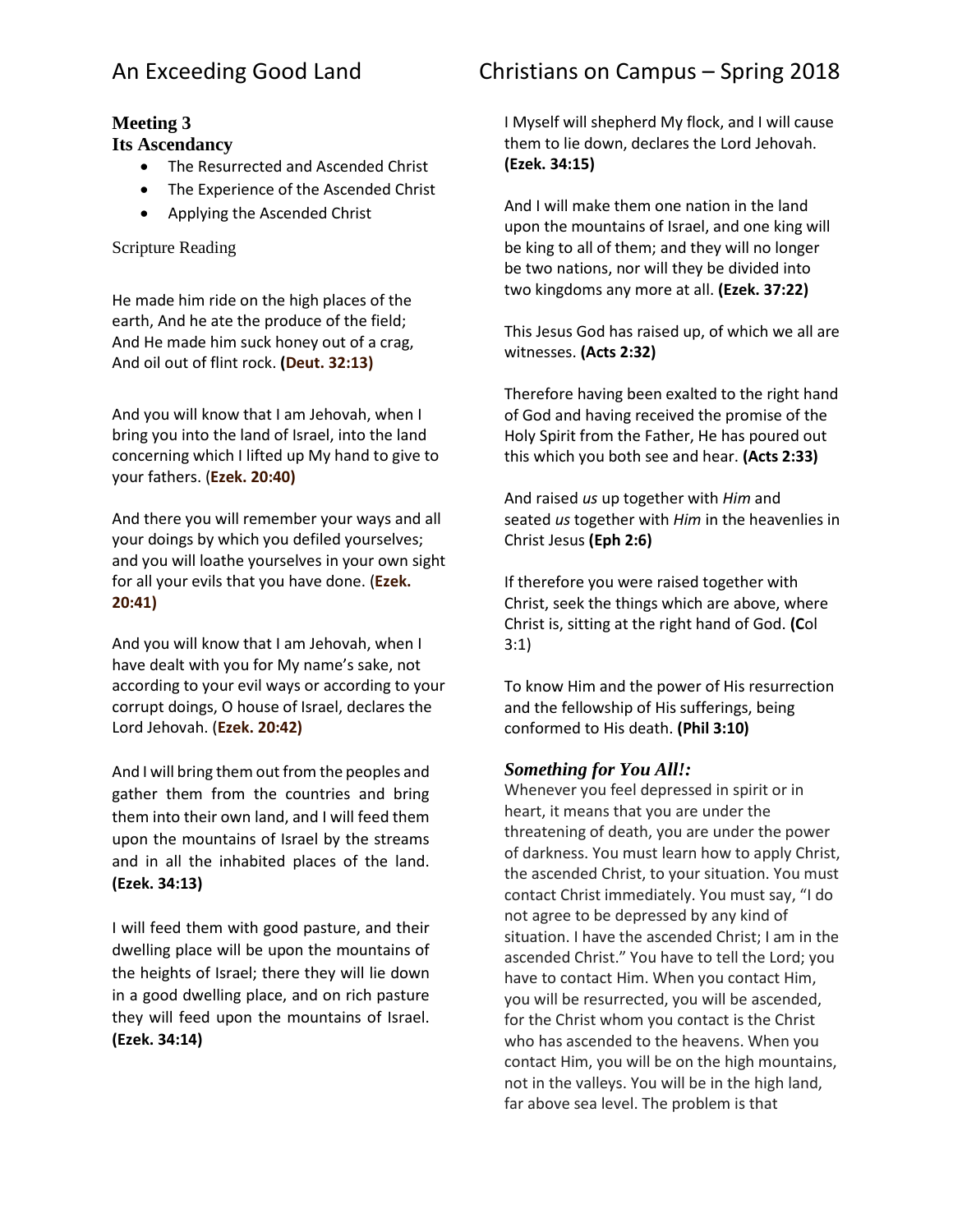## Meeting 3
## Its Ascendancy

- The Resurrected and Ascended Christ
- The Experience of the Ascended Christ
- Applying the Ascended Christ

Scripture Reading

He made him ride on the high places of the earth, And he ate the produce of the field; And He made him suck honey out of a crag, And oil out of flint rock. **(Deut. 32:13)**

And you will know that I am Jehovah, when I bring you into the land of Israel, into the land concerning which I lifted up My hand to give to your fathers. (**Ezek. 20:40)**

And there you will remember your ways and all your doings by which you defiled yourselves; and you will loathe yourselves in your own sight for all your evils that you have done. (**Ezek. 20:41)**

And you will know that I am Jehovah, when I have dealt with you for My name's sake, not according to your evil ways or according to your corrupt doings, O house of Israel, declares the Lord Jehovah. (**Ezek. 20:42)**

And I will bring them out from the peoples and gather them from the countries and bring them into their own land, and I will feed them upon the mountains of Israel by the streams and in all the inhabited places of the land. **(Ezek. 34:13)**

I will feed them with good pasture, and their dwelling place will be upon the mountains of the heights of Israel; there they will lie down in a good dwelling place, and on rich pasture they will feed upon the mountains of Israel. **(Ezek. 34:14)**

I Myself will shepherd My flock, and I will cause them to lie down, declares the Lord Jehovah. **(Ezek. 34:15)**

And I will make them one nation in the land upon the mountains of Israel, and one king will be king to all of them; and they will no longer be two nations, nor will they be divided into two kingdoms any more at all. **(Ezek. 37:22)**

This Jesus God has raised up, of which we all are witnesses. **(Acts 2:32)**

Therefore having been exalted to the right hand of God and having received the promise of the Holy Spirit from the Father, He has poured out this which you both see and hear. **(Acts 2:33)**

And raised *us* up together with *Him* and seated *us* together with *Him* in the heavenlies in Christ Jesus **(Eph 2:6)**

If therefore you were raised together with Christ, seek the things which are above, where Christ is, sitting at the right hand of God. **(C**ol 3:1)

To know Him and the power of His resurrection and the fellowship of His sufferings, being conformed to His death. **(Phil 3:10)**

### *Something for You All!:*

Whenever you feel depressed in spirit or in heart, it means that you are under the threatening of death, you are under the power of darkness. You must learn how to apply Christ, the ascended Christ, to your situation. You must contact Christ immediately. You must say, "I do not agree to be depressed by any kind of situation. I have the ascended Christ; I am in the ascended Christ." You have to tell the Lord; you have to contact Him. When you contact Him, you will be resurrected, you will be ascended, for the Christ whom you contact is the Christ who has ascended to the heavens. When you contact Him, you will be on the high mountains, not in the valleys. You will be in the high land, far above sea level. The problem is that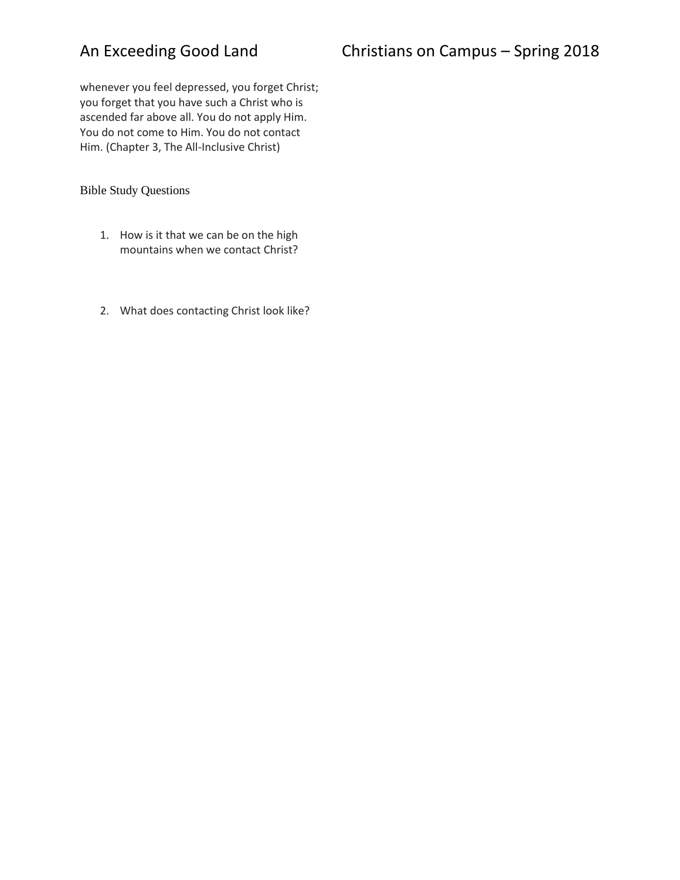whenever you feel depressed, you forget Christ; you forget that you have such a Christ who is ascended far above all. You do not apply Him. You do not come to Him. You do not contact Him. (Chapter 3, The All-Inclusive Christ)

Bible Study Questions

1. How is it that we can be on the high mountains when we contact Christ?

2. What does contacting Christ look like?